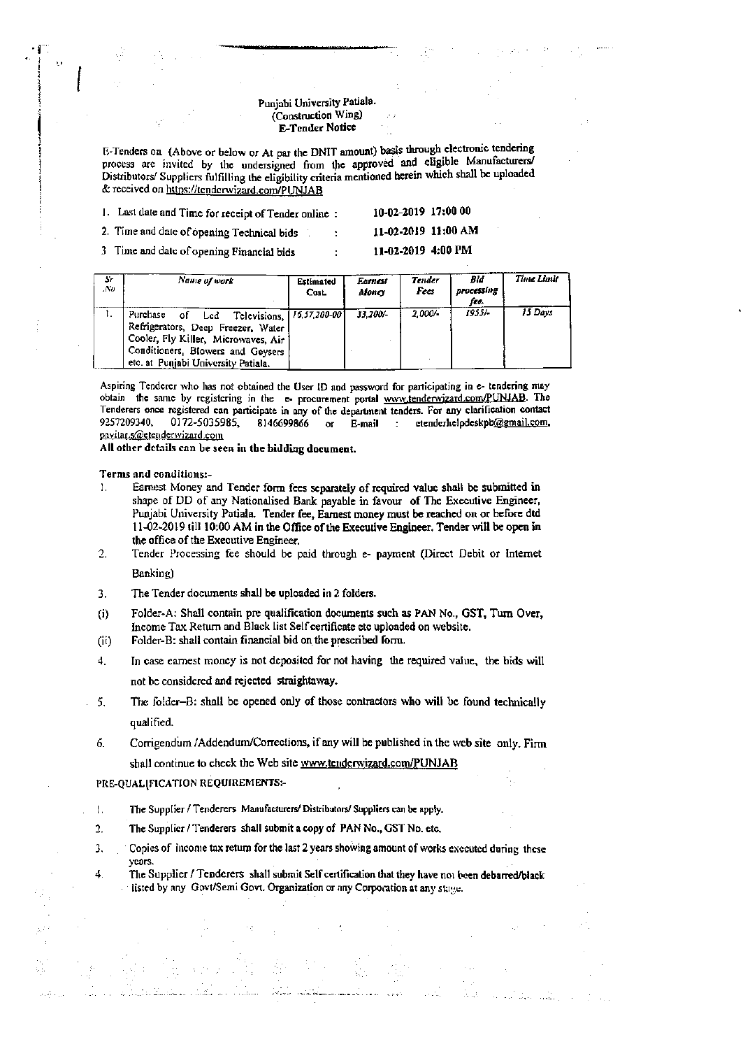# Punjabi University Patiala.
## (Construction Wing)
## E-Tender Notice

E-Tenders on (Above or below or At par the DNIT amount) basis through electronic tendering process are invited by the undersigned from the approved and eligible Manufacturers/ Distributors/ Suppliers fulfilling the eligibility criteria mentioned herein which shall be uploaded & received on https://tenderwizard.com/PUNJAB

1. Last date and Time for receipt of Tender online : 10-02-2019 17:00 00
2. Time and date of opening Technical bids : 11-02-2019 11:00 AM
3. Time and date of opening Financial bids : 11-02-2019 4:00 PM

| Sr. No | Name of work | Estimated Cost. | Earnest Money | Tender Fees | Bid processing fee. | Time Limit |
|---|---|---|---|---|---|---|
| 1. | Purchase of Led Televisions, Refrigerators, Deep Freezer, Water Cooler, Fly Killer, Microwaves, Air Conditioners, Blowers and Geysers etc. at Punjabi University Patiala. | 16,57,200-00 | 33,200/- | 2,000/- | 1955/- | 15 Days |

Aspiring Tenderer who has not obtained the User ID and password for participating in e- tendering may obtain the same by registering in the e- procurement portal www.tenderwizard.com/PUNJAB. The Tenderers once registered can participate in any of the department tenders. For any clarification contact 9257209340, 0172-5035985, 8146699866 or E-mail : etenderhelpdeskpb@gmail.com, pavitar.s@etenderwizard.com

**All other details can be seen in the bidding document.**

**Terms and conditions:-**

1. Earnest Money and Tender form fees separately of required value shall be submitted in shape of DD of any Nationalised Bank payable in favour of The Executive Engineer, Punjabi University Patiala. Tender fee, Earnest money must be reached on or before dtd 11-02-2019 till 10:00 AM in the Office of the Executive Engineer. Tender will be open in the office of the Executive Engineer.
2. Tender Processing fee should be paid through e- payment (Direct Debit or Internet Banking)
3. The Tender documents shall be uploaded in 2 folders.
   - (i) Folder-A: Shall contain pre qualification documents such as PAN No., GST, Turn Over, Income Tax Return and Black list Self certificate etc uploaded on website.
   - (ii) Folder-B: shall contain financial bid on the prescribed form.
4. In case earnest money is not deposited for not having the required value, the bids will not be considered and rejected straightaway.
5. The folder–B: shall be opened only of those contractors who will be found technically qualified.
6. Corrigendum /Addendum/Corrections, if any will be published in the web site only. Firm shall continue to check the Web site www.tenderwizard.com/PUNJAB

**PRE-QUALIFICATION REQUIREMENTS:-**

1. The Supplier / Tenderers Manufacturers/ Distributors/ Suppliers can be apply.
2. The Supplier / Tenderers shall submit a copy of PAN No., GST No. etc.
3. Copies of income tax return for the last 2 years showing amount of works executed during these years.
4. The Supplier / Tenderers shall submit Self certification that they have not been debarred/black listed by any Govt/Semi Govt. Organization or any Corporation at any stage.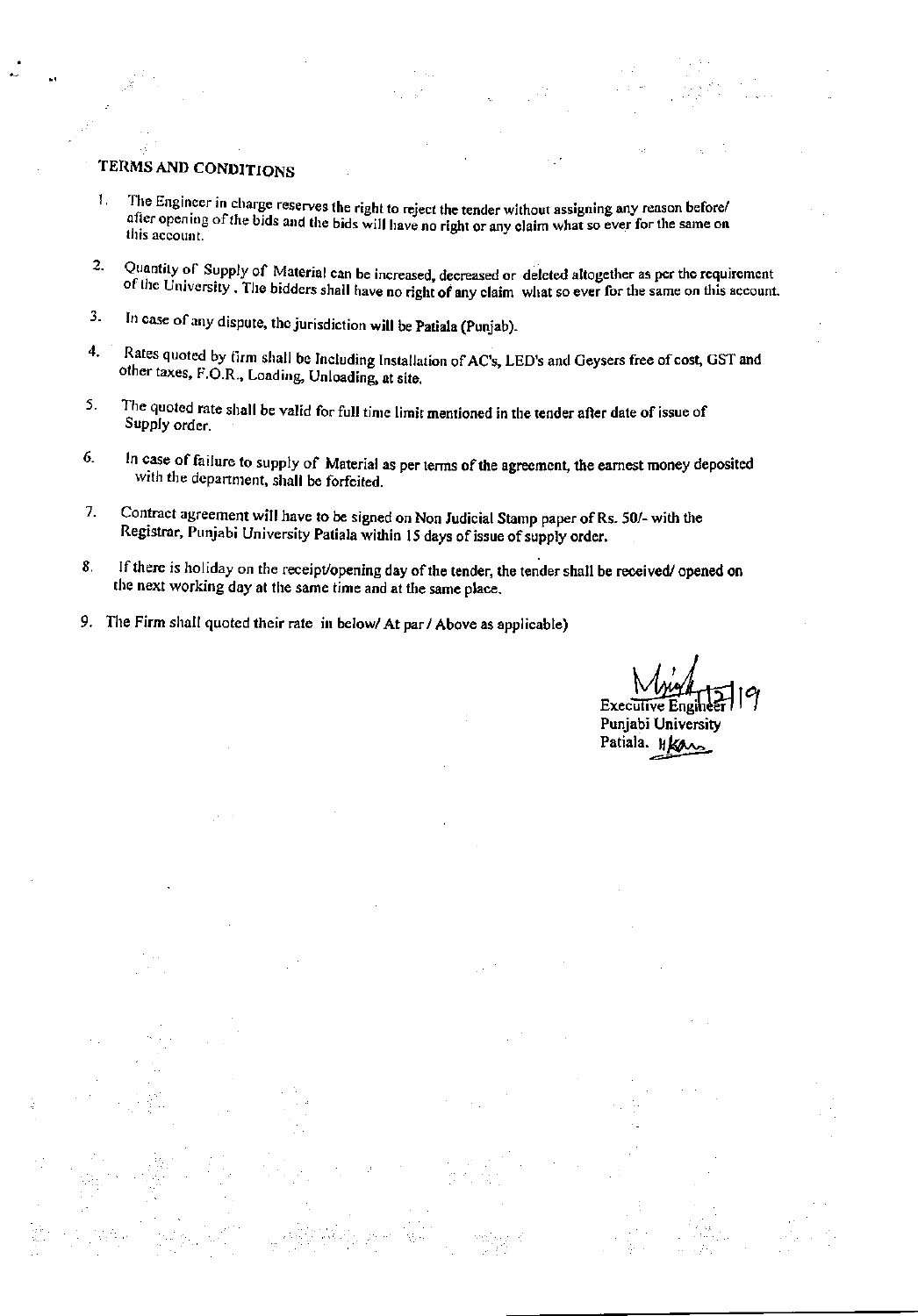## TERMS AND CONDITIONS

1. The Engineer in charge reserves the right to reject the tender without assigning any reason before/ after opening of the bids and the bids will have no right or any claim what so ever for the same on this account.

2. Quantity of Supply of Material can be increased, decreased or deleted altogether as per the requirement of the University. The bidders shall have no right of any claim what so ever for the same on this account.

3. In case of any dispute, the jurisdiction will be Patiala (Punjab).

4. Rates quoted by firm shall be Including Installation of AC's, LED's and Geysers free of cost, GST and other taxes, F.O.R., Loading, Unloading, at site.

5. The quoted rate shall be valid for full time limit mentioned in the tender after date of issue of Supply order.

6. In case of failure to supply of Material as per terms of the agreement, the earnest money deposited with the department, shall be forfeited.

7. Contract agreement will have to be signed on Non Judicial Stamp paper of Rs. 50/- with the Registrar, Punjabi University Patiala within 15 days of issue of supply order.

8. If there is holiday on the receipt/opening day of the tender, the tender shall be received/ opened on the next working day at the same time and at the same place.

9. The Firm shall quoted their rate in below/ At par / Above as applicable)

Executive Engineer
Punjabi University
Patiala.